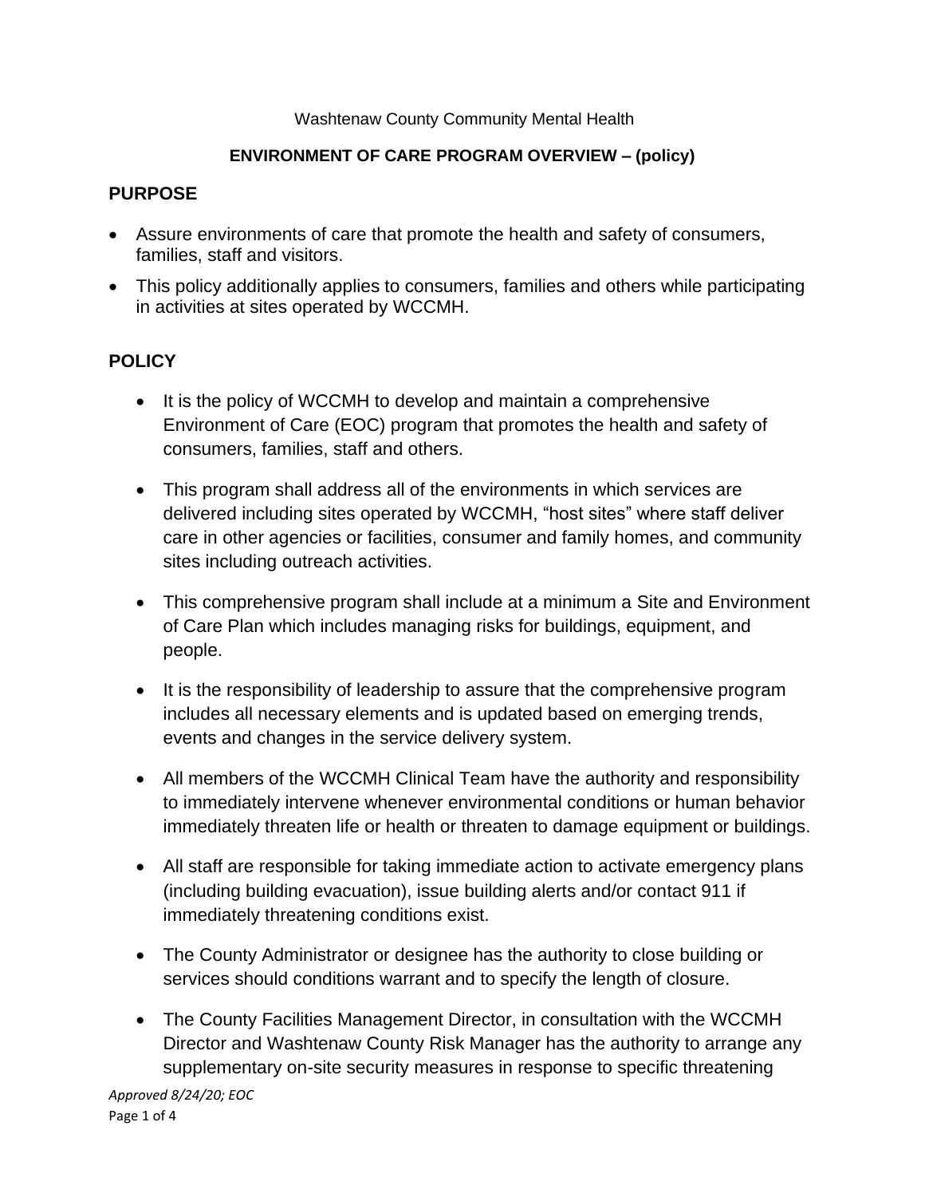Washtenaw County Community Mental Health

**ENVIRONMENT OF CARE PROGRAM OVERVIEW – (policy)**

## PURPOSE

- Assure environments of care that promote the health and safety of consumers, families, staff and visitors.
- This policy additionally applies to consumers, families and others while participating in activities at sites operated by WCCMH.

## POLICY

- It is the policy of WCCMH to develop and maintain a comprehensive Environment of Care (EOC) program that promotes the health and safety of consumers, families, staff and others.
- This program shall address all of the environments in which services are delivered including sites operated by WCCMH, "host sites" where staff deliver care in other agencies or facilities, consumer and family homes, and community sites including outreach activities.
- This comprehensive program shall include at a minimum a Site and Environment of Care Plan which includes managing risks for buildings, equipment, and people.
- It is the responsibility of leadership to assure that the comprehensive program includes all necessary elements and is updated based on emerging trends, events and changes in the service delivery system.
- All members of the WCCMH Clinical Team have the authority and responsibility to immediately intervene whenever environmental conditions or human behavior immediately threaten life or health or threaten to damage equipment or buildings.
- All staff are responsible for taking immediate action to activate emergency plans (including building evacuation), issue building alerts and/or contact 911 if immediately threatening conditions exist.
- The County Administrator or designee has the authority to close building or services should conditions warrant and to specify the length of closure.
- The County Facilities Management Director, in consultation with the WCCMH Director and Washtenaw County Risk Manager has the authority to arrange any supplementary on-site security measures in response to specific threatening

*Approved 8/24/20; EOC*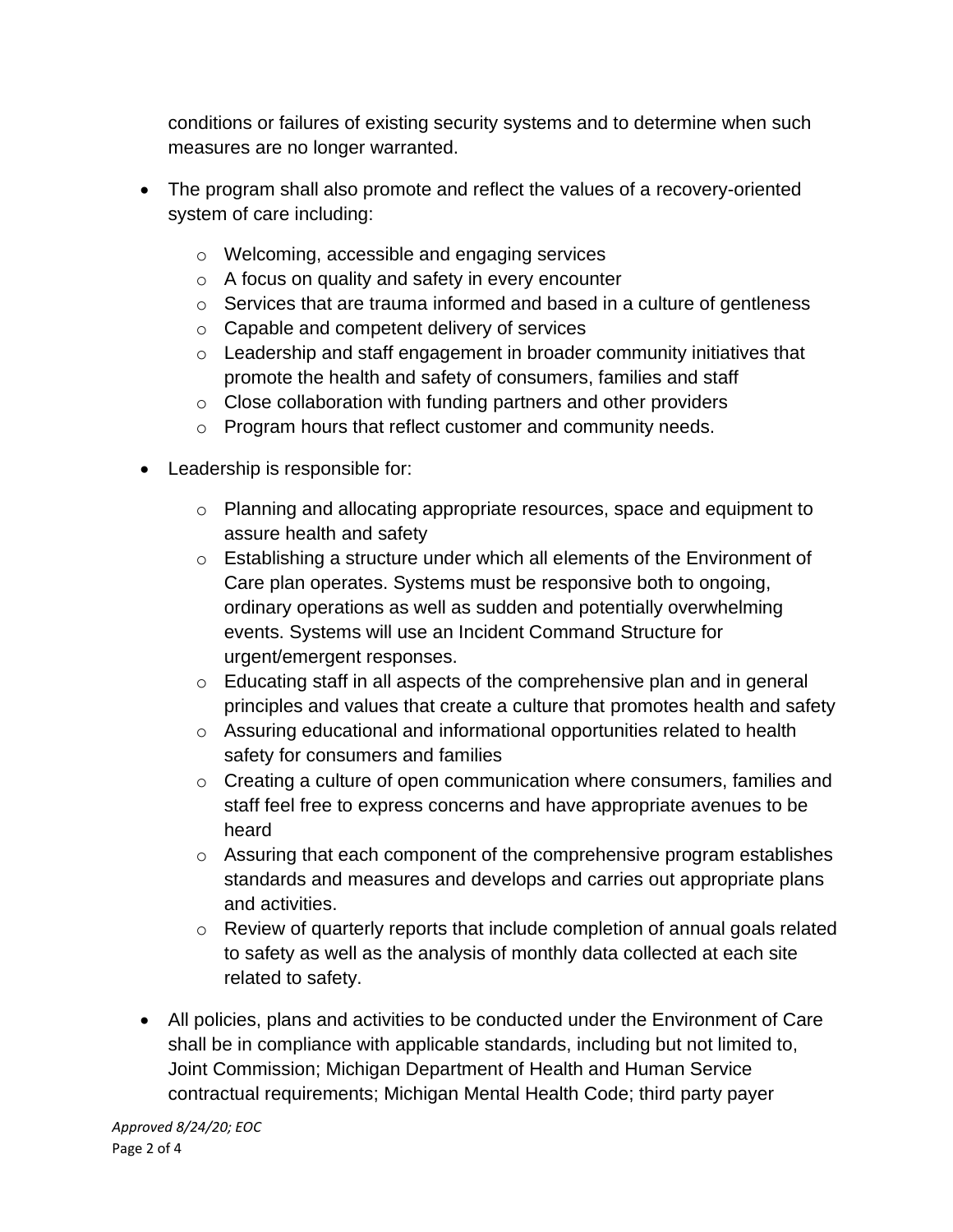conditions or failures of existing security systems and to determine when such measures are no longer warranted.

- The program shall also promote and reflect the values of a recovery-oriented system of care including:
  - Welcoming, accessible and engaging services
  - A focus on quality and safety in every encounter
  - Services that are trauma informed and based in a culture of gentleness
  - Capable and competent delivery of services
  - Leadership and staff engagement in broader community initiatives that promote the health and safety of consumers, families and staff
  - Close collaboration with funding partners and other providers
  - Program hours that reflect customer and community needs.

- Leadership is responsible for:
  - Planning and allocating appropriate resources, space and equipment to assure health and safety
  - Establishing a structure under which all elements of the Environment of Care plan operates. Systems must be responsive both to ongoing, ordinary operations as well as sudden and potentially overwhelming events. Systems will use an Incident Command Structure for urgent/emergent responses.
  - Educating staff in all aspects of the comprehensive plan and in general principles and values that create a culture that promotes health and safety
  - Assuring educational and informational opportunities related to health safety for consumers and families
  - Creating a culture of open communication where consumers, families and staff feel free to express concerns and have appropriate avenues to be heard
  - Assuring that each component of the comprehensive program establishes standards and measures and develops and carries out appropriate plans and activities.
  - Review of quarterly reports that include completion of annual goals related to safety as well as the analysis of monthly data collected at each site related to safety.

- All policies, plans and activities to be conducted under the Environment of Care shall be in compliance with applicable standards, including but not limited to, Joint Commission; Michigan Department of Health and Human Service contractual requirements; Michigan Mental Health Code; third party payer

*Approved 8/24/20; EOC*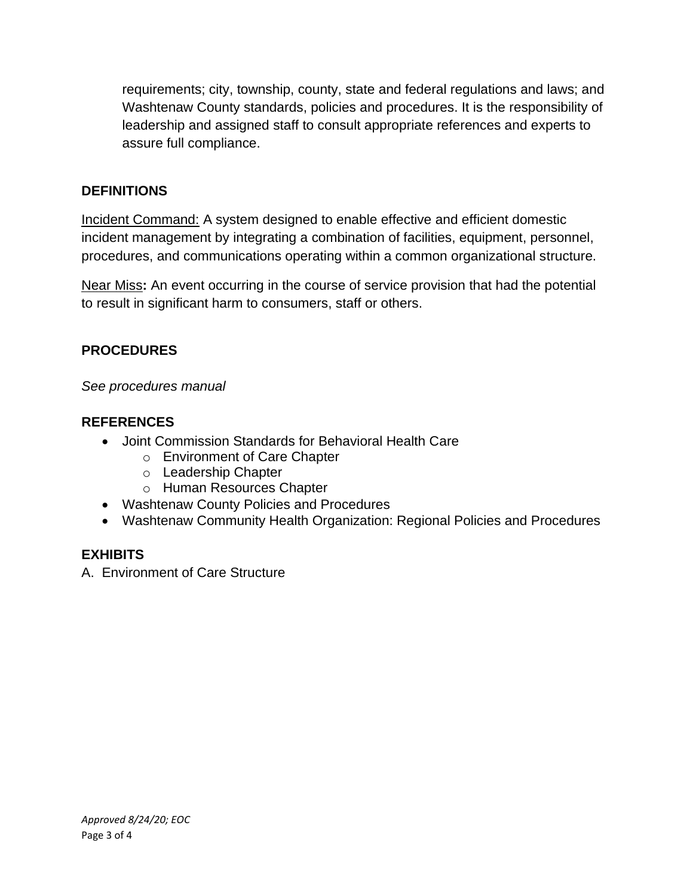requirements; city, township, county, state and federal regulations and laws; and Washtenaw County standards, policies and procedures. It is the responsibility of leadership and assigned staff to consult appropriate references and experts to assure full compliance.

## DEFINITIONS

Incident Command: A system designed to enable effective and efficient domestic incident management by integrating a combination of facilities, equipment, personnel, procedures, and communications operating within a common organizational structure.

Near Miss**:** An event occurring in the course of service provision that had the potential to result in significant harm to consumers, staff or others.

## PROCEDURES

*See procedures manual*

## REFERENCES

- Joint Commission Standards for Behavioral Health Care
  - Environment of Care Chapter
  - Leadership Chapter
  - Human Resources Chapter
- Washtenaw County Policies and Procedures
- Washtenaw Community Health Organization: Regional Policies and Procedures

## EXHIBITS

A. Environment of Care Structure

*Approved 8/24/20; EOC*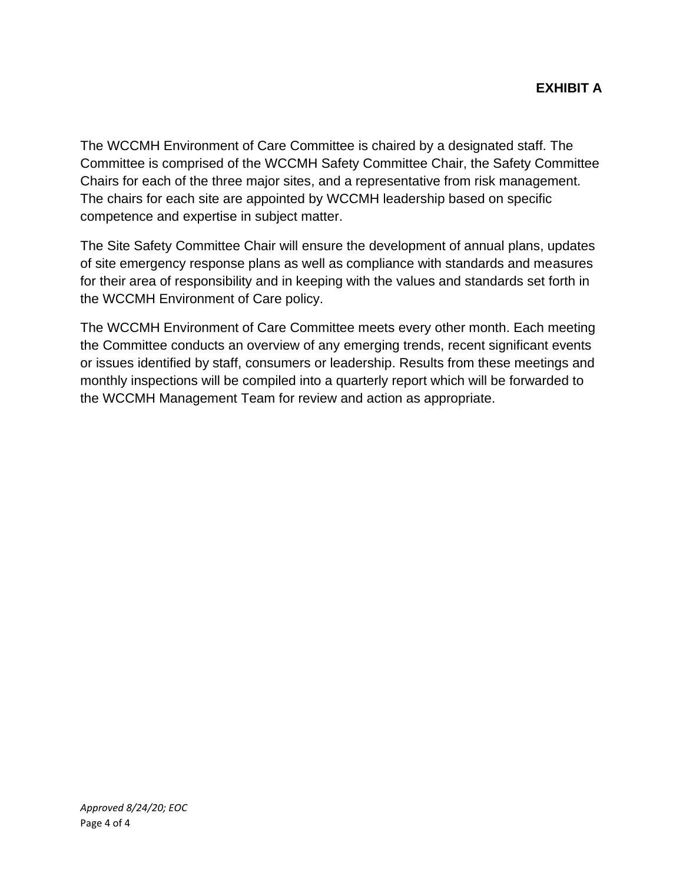**EXHIBIT A**

The WCCMH Environment of Care Committee is chaired by a designated staff. The Committee is comprised of the WCCMH Safety Committee Chair, the Safety Committee Chairs for each of the three major sites, and a representative from risk management. The chairs for each site are appointed by WCCMH leadership based on specific competence and expertise in subject matter.

The Site Safety Committee Chair will ensure the development of annual plans, updates of site emergency response plans as well as compliance with standards and measures for their area of responsibility and in keeping with the values and standards set forth in the WCCMH Environment of Care policy.

The WCCMH Environment of Care Committee meets every other month. Each meeting the Committee conducts an overview of any emerging trends, recent significant events or issues identified by staff, consumers or leadership. Results from these meetings and monthly inspections will be compiled into a quarterly report which will be forwarded to the WCCMH Management Team for review and action as appropriate.

*Approved 8/24/20; EOC*